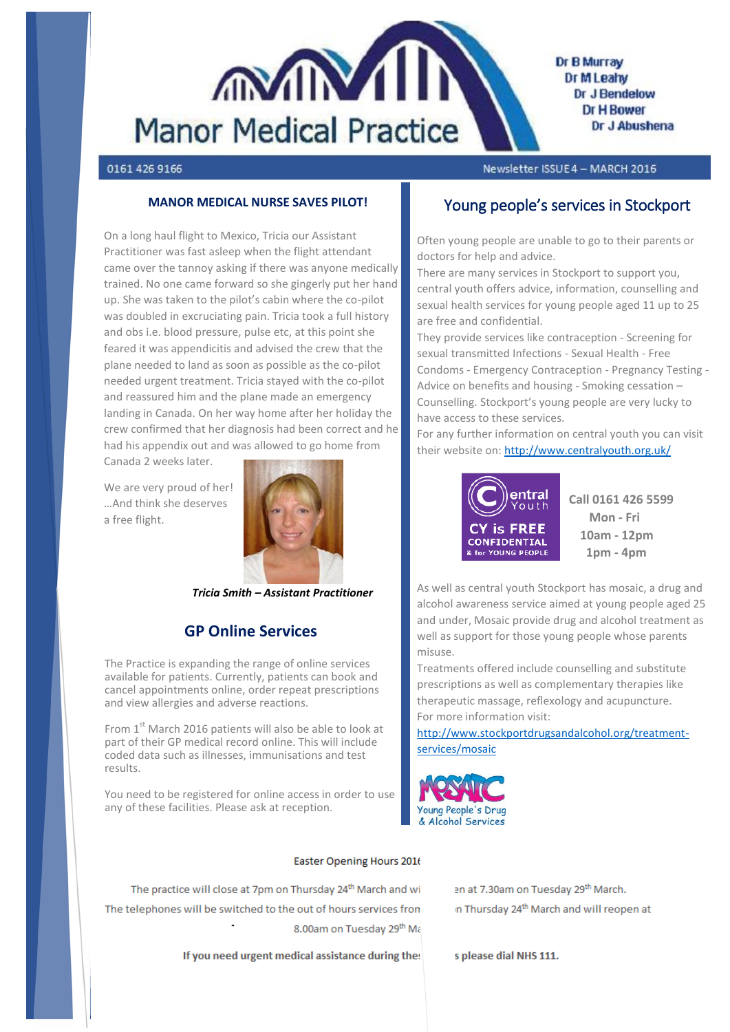# Manor Medical Practice

Dr B Murray
Dr M Leahy
Dr J Bendelow
Dr H Bower
Dr J Abushena

0161 426 9166

Newsletter ISSUE 4 – MARCH 2016

## MANOR MEDICAL NURSE SAVES PILOT!

On a long haul flight to Mexico, Tricia our Assistant Practitioner was fast asleep when the flight attendant came over the tannoy asking if there was anyone medically trained. No one came forward so she gingerly put her hand up. She was taken to the pilot's cabin where the co-pilot was doubled in excruciating pain. Tricia took a full history and obs i.e. blood pressure, pulse etc, at this point she feared it was appendicitis and advised the crew that the plane needed to land as soon as possible as the co-pilot needed urgent treatment. Tricia stayed with the co-pilot and reassured him and the plane made an emergency landing in Canada. On her way home after her holiday the crew confirmed that her diagnosis had been correct and he had his appendix out and was allowed to go home from Canada 2 weeks later.

We are very proud of her! …And think she deserves a free flight.

***Tricia Smith – Assistant Practitioner***

## GP Online Services

The Practice is expanding the range of online services available for patients. Currently, patients can book and cancel appointments online, order repeat prescriptions and view allergies and adverse reactions.

From 1st March 2016 patients will also be able to look at part of their GP medical record online. This will include coded data such as illnesses, immunisations and test results.

You need to be registered for online access in order to use any of these facilities. Please ask at reception.

## Young people's services in Stockport

Often young people are unable to go to their parents or doctors for help and advice.
There are many services in Stockport to support you, central youth offers advice, information, counselling and sexual health services for young people aged 11 up to 25 are free and confidential.
They provide services like contraception - Screening for sexual transmitted Infections - Sexual Health - Free Condoms - Emergency Contraception - Pregnancy Testing - Advice on benefits and housing - Smoking cessation – Counselling. Stockport's young people are very lucky to have access to these services.
For any further information on central youth you can visit their website on: http://www.centralyouth.org.uk/

Central Youth
CY is FREE CONFIDENTIAL & for YOUNG PEOPLE

**Call 0161 426 5599**
**Mon - Fri**
**10am - 12pm**
**1pm - 4pm**

As well as central youth Stockport has mosaic, a drug and alcohol awareness service aimed at young people aged 25 and under, Mosaic provide drug and alcohol treatment as well as support for those young people whose parents misuse.
Treatments offered include counselling and substitute prescriptions as well as complementary therapies like therapeutic massage, reflexology and acupuncture.
For more information visit:
http://www.stockportdrugsandalcohol.org/treatment-services/mosaic

MOSAIC
Young People's Drug & Alcohol Services

Easter Opening Hours 2016

The practice will close at 7pm on Thursday 24th March and will reopen at 7.30am on Tuesday 29th March.
The telephones will be switched to the out of hours services from Thursday 24th March and will reopen at 8.00am on Tuesday 29th March.

**If you need urgent medical assistance during these times please dial NHS 111.**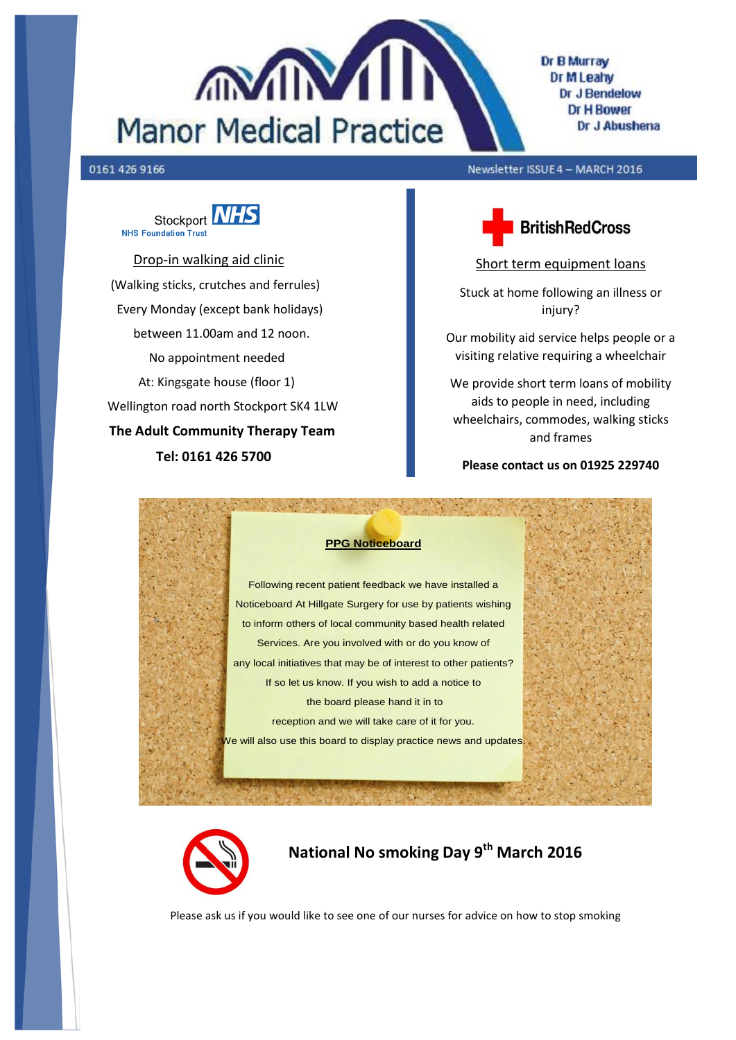# Manor Medical Practice

Dr B Murray
Dr M Leahy
Dr J Bendelow
Dr H Bower
Dr J Abushena

0161 426 9166

Newsletter ISSUE 4 – MARCH 2016

Stockport NHS
NHS Foundation Trust

## Drop-in walking aid clinic

(Walking sticks, crutches and ferrules)

Every Monday (except bank holidays)

between 11.00am and 12 noon.

No appointment needed

At: Kingsgate house (floor 1)

Wellington road north Stockport SK4 1LW

**The Adult Community Therapy Team**

**Tel: 0161 426 5700**

BritishRedCross

## Short term equipment loans

Stuck at home following an illness or injury?

Our mobility aid service helps people or a visiting relative requiring a wheelchair

We provide short term loans of mobility aids to people in need, including wheelchairs, commodes, walking sticks and frames

**Please contact us on 01925 229740**

## PPG Noticeboard

Following recent patient feedback we have installed a Noticeboard At Hillgate Surgery for use by patients wishing to inform others of local community based health related Services. Are you involved with or do you know of any local initiatives that may be of interest to other patients? If so let us know. If you wish to add a notice to the board please hand it in to reception and we will take care of it for you.

We will also use this board to display practice news and updates.

## National No smoking Day 9th March 2016

Please ask us if you would like to see one of our nurses for advice on how to stop smoking